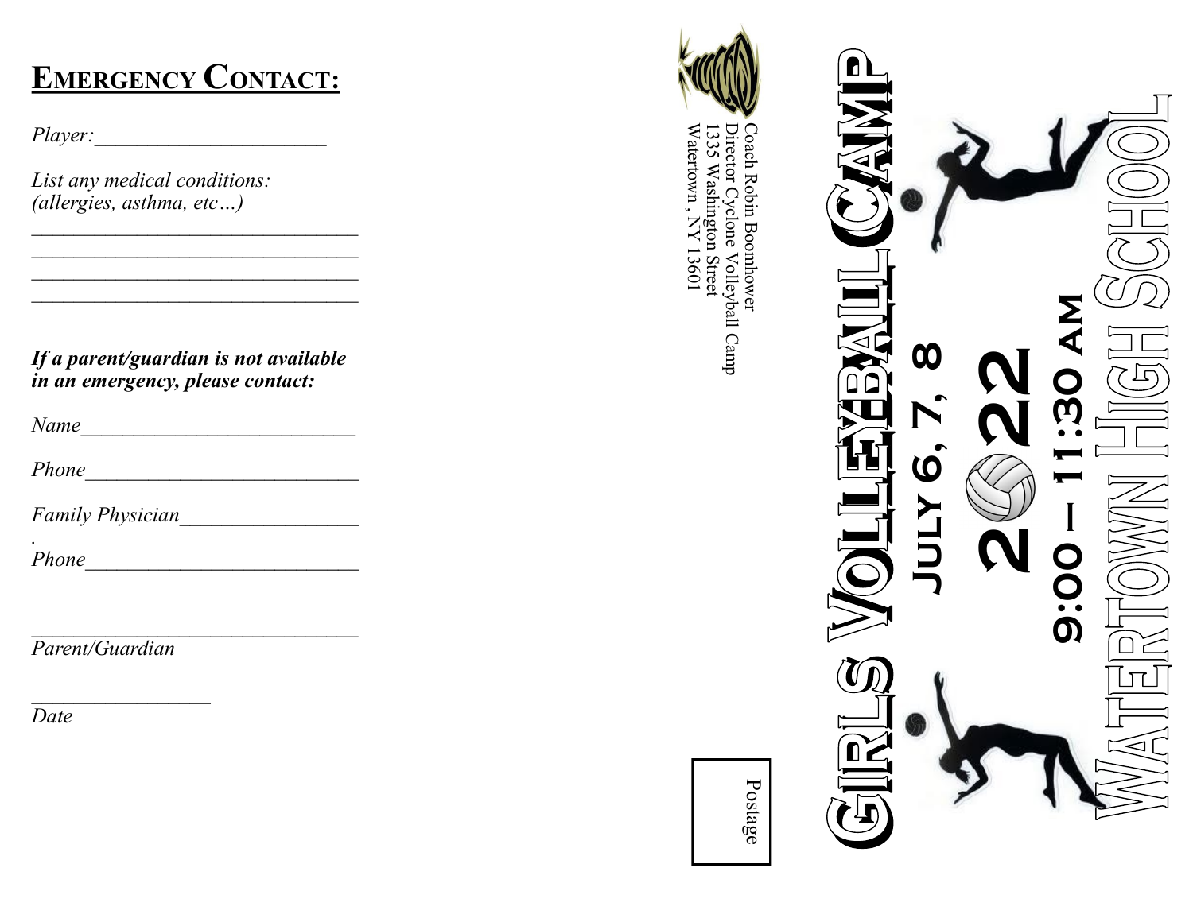# Emergency Contact:

*Player:*______________________

*List any medical conditions:*
*(allergies, asthma, etc…)*

________________________________
________________________________
________________________________
________________________________

***If a parent/guardian is not available in an emergency, please contact:***

*Name*__________________________

*Phone*__________________________

*Family Physician*________________

*Phone*__________________________

________________________________
*Parent/Guardian*

_________________
*Date*

Coach Robin Boomhower
Director Cyclone Volleyball Camp
1335 Washington Street
Watertown , NY 13601

Postage

# Girls Volleyball Camp

## July 6, 7, 8

## 2022

## 9:00 – 11:30 AM

## Watertown High School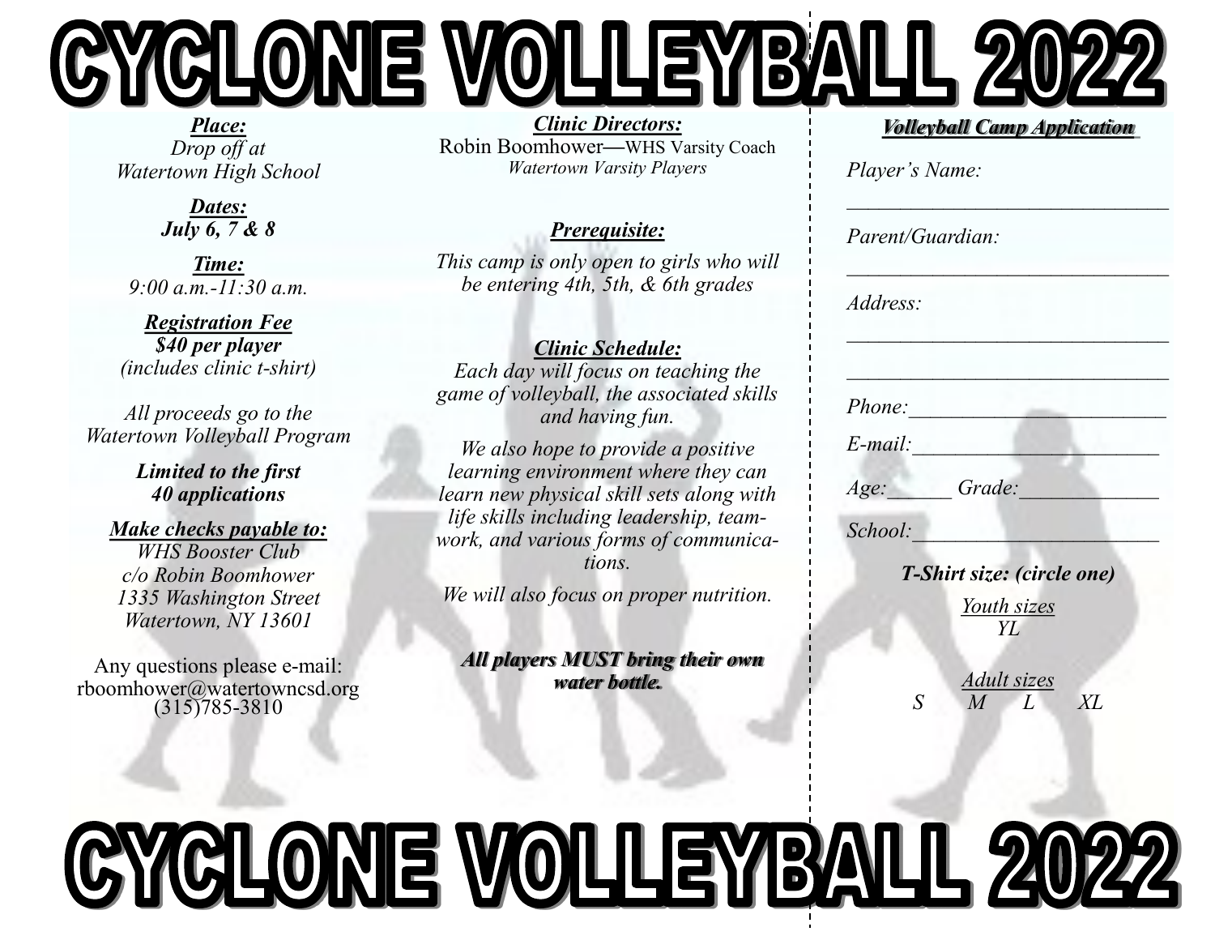# CYCLONE VOLLEYBALL 2022

***Place:***
*Drop off at*
*Watertown High School*

***Dates:***
***July 6, 7 & 8***

***Time:***
*9:00 a.m.-11:30 a.m.*

***Registration Fee***
***$40 per player***
*(includes clinic t-shirt)*

*All proceeds go to the Watertown Volleyball Program*

***Limited to the first 40 applications***

***Make checks payable to:***
*WHS Booster Club*
*c/o Robin Boomhower*
*1335 Washington Street*
*Watertown, NY 13601*

Any questions please e-mail:
rboomhower@watertowncsd.org
(315)785-3810

***Clinic Directors:***
Robin Boomhower—WHS Varsity Coach
*Watertown Varsity Players*

***Prerequisite:***
*This camp is only open to girls who will be entering 4th, 5th, & 6th grades*

***Clinic Schedule:***
*Each day will focus on teaching the game of volleyball, the associated skills and having fun.*

*We also hope to provide a positive learning environment where they can learn new physical skill sets along with life skills including leadership, team-work, and various forms of communica-tions.*

*We will also focus on proper nutrition.*

***All players MUST bring their own water bottle.***

***Volleyball Camp Application***

*Player's Name:* ______________________________

*Parent/Guardian:* ______________________________

*Address:* ______________________________

______________________________

*Phone:*______________________

*E-mail:*______________________

*Age:*______ *Grade:*____________

*School:*______________________

***T-Shirt size: (circle one)***

*Youth sizes*
*YL*

*Adult sizes*
*S M L XL*

# CYCLONE VOLLEYBALL 2022